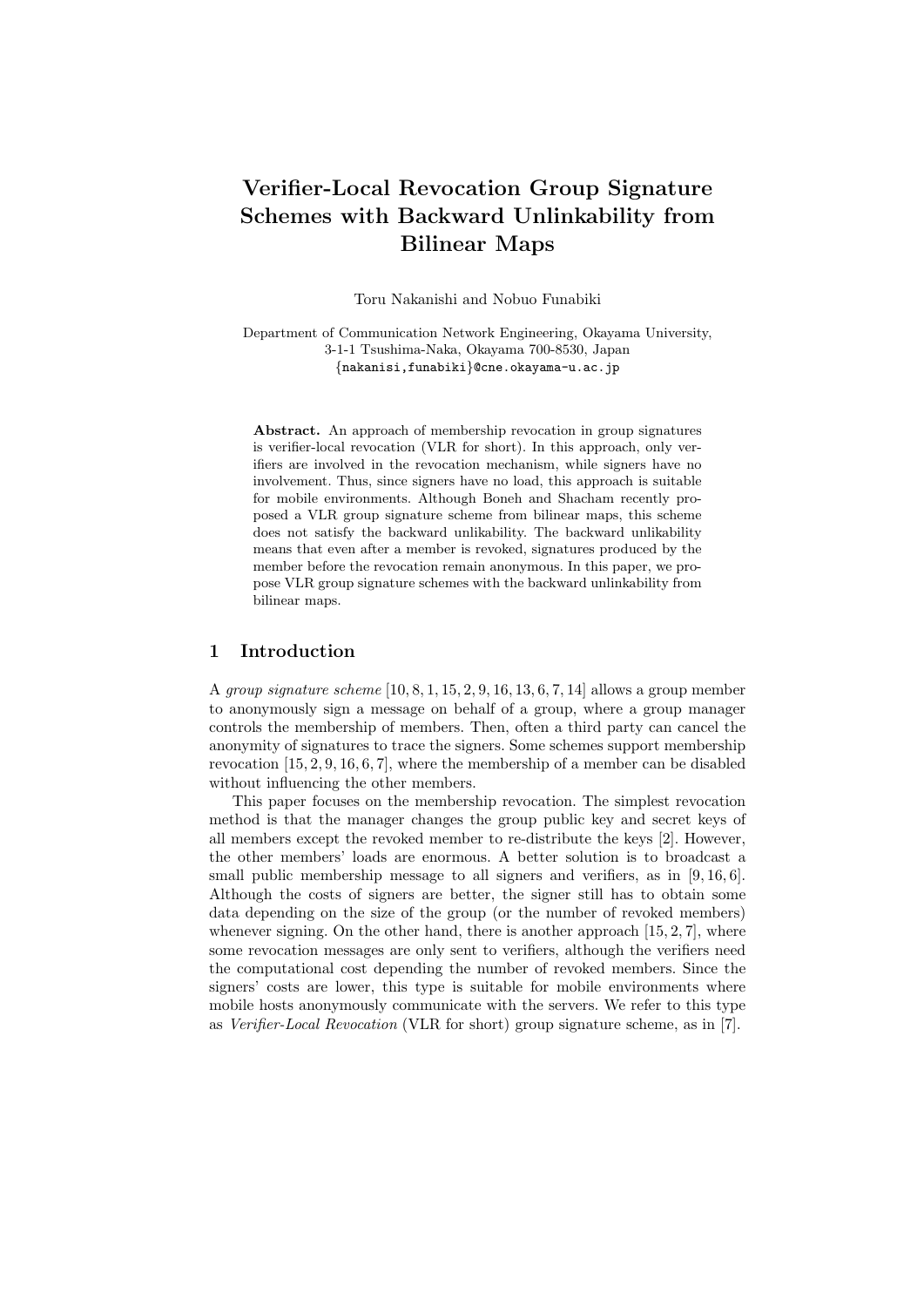# Verifier-Local Revocation Group Signature Schemes with Backward Unlinkability from Bilinear Maps

Toru Nakanishi and Nobuo Funabiki

Department of Communication Network Engineering, Okayama University, 3-1-1 Tsushima-Naka, Okayama 700-8530, Japan
{nakanisi,funabiki}@cne.okayama-u.ac.jp

**Abstract.** An approach of membership revocation in group signatures is verifier-local revocation (VLR for short). In this approach, only verifiers are involved in the revocation mechanism, while signers have no involvement. Thus, since signers have no load, this approach is suitable for mobile environments. Although Boneh and Shacham recently proposed a VLR group signature scheme from bilinear maps, this scheme does not satisfy the backward unlikability. The backward unlikability means that even after a member is revoked, signatures produced by the member before the revocation remain anonymous. In this paper, we propose VLR group signature schemes with the backward unlinkability from bilinear maps.

## 1 Introduction

A *group signature scheme* [10, 8, 1, 15, 2, 9, 16, 13, 6, 7, 14] allows a group member to anonymously sign a message on behalf of a group, where a group manager controls the membership of members. Then, often a third party can cancel the anonymity of signatures to trace the signers. Some schemes support membership revocation [15, 2, 9, 16, 6, 7], where the membership of a member can be disabled without influencing the other members.

This paper focuses on the membership revocation. The simplest revocation method is that the manager changes the group public key and secret keys of all members except the revoked member to re-distribute the keys [2]. However, the other members' loads are enormous. A better solution is to broadcast a small public membership message to all signers and verifiers, as in [9, 16, 6]. Although the costs of signers are better, the signer still has to obtain some data depending on the size of the group (or the number of revoked members) whenever signing. On the other hand, there is another approach [15, 2, 7], where some revocation messages are only sent to verifiers, although the verifiers need the computational cost depending the number of revoked members. Since the signers' costs are lower, this type is suitable for mobile environments where mobile hosts anonymously communicate with the servers. We refer to this type as *Verifier-Local Revocation* (VLR for short) group signature scheme, as in [7].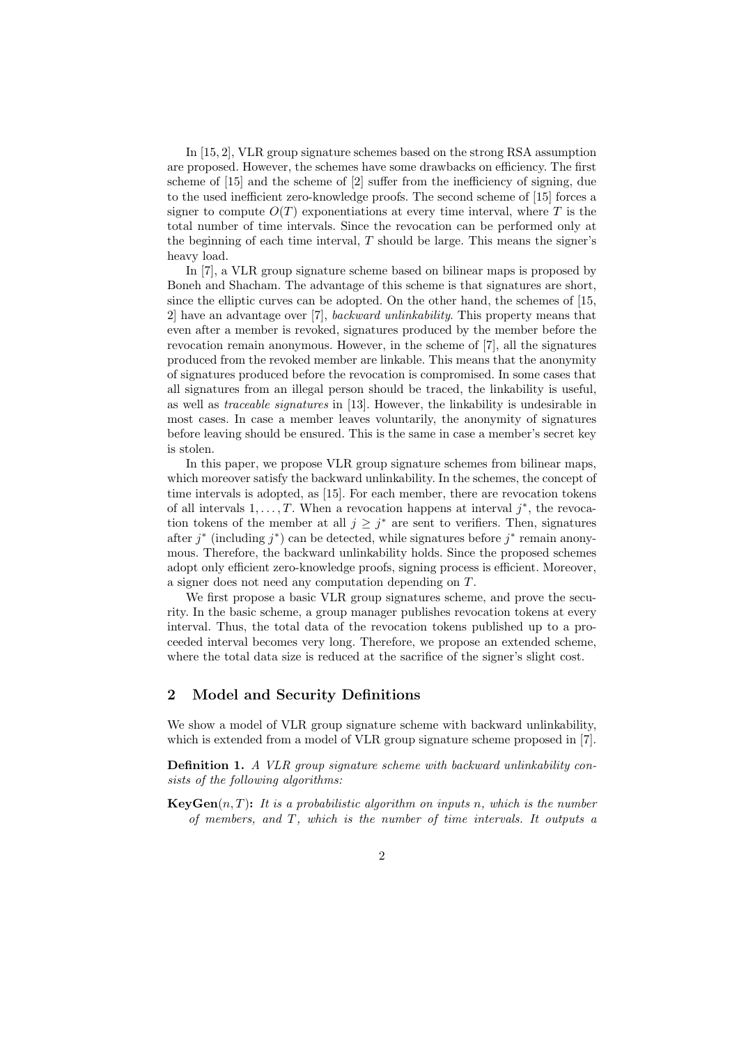In [15, 2], VLR group signature schemes based on the strong RSA assumption are proposed. However, the schemes have some drawbacks on efficiency. The first scheme of [15] and the scheme of [2] suffer from the inefficiency of signing, due to the used inefficient zero-knowledge proofs. The second scheme of [15] forces a signer to compute $O(T)$ exponentiations at every time interval, where $T$ is the total number of time intervals. Since the revocation can be performed only at the beginning of each time interval, $T$ should be large. This means the signer's heavy load.

In [7], a VLR group signature scheme based on bilinear maps is proposed by Boneh and Shacham. The advantage of this scheme is that signatures are short, since the elliptic curves can be adopted. On the other hand, the schemes of [15, 2] have an advantage over [7], *backward unlinkability*. This property means that even after a member is revoked, signatures produced by the member before the revocation remain anonymous. However, in the scheme of [7], all the signatures produced from the revoked member are linkable. This means that the anonymity of signatures produced before the revocation is compromised. In some cases that all signatures from an illegal person should be traced, the linkability is useful, as well as *traceable signatures* in [13]. However, the linkability is undesirable in most cases. In case a member leaves voluntarily, the anonymity of signatures before leaving should be ensured. This is the same in case a member's secret key is stolen.

In this paper, we propose VLR group signature schemes from bilinear maps, which moreover satisfy the backward unlinkability. In the schemes, the concept of time intervals is adopted, as [15]. For each member, there are revocation tokens of all intervals $1, \ldots, T$. When a revocation happens at interval $j^*$, the revocation tokens of the member at all $j \geq j^*$ are sent to verifiers. Then, signatures after $j^*$ (including $j^*$) can be detected, while signatures before $j^*$ remain anonymous. Therefore, the backward unlinkability holds. Since the proposed schemes adopt only efficient zero-knowledge proofs, signing process is efficient. Moreover, a signer does not need any computation depending on $T$.

We first propose a basic VLR group signatures scheme, and prove the security. In the basic scheme, a group manager publishes revocation tokens at every interval. Thus, the total data of the revocation tokens published up to a proceeded interval becomes very long. Therefore, we propose an extended scheme, where the total data size is reduced at the sacrifice of the signer's slight cost.

## 2 Model and Security Definitions

We show a model of VLR group signature scheme with backward unlinkability, which is extended from a model of VLR group signature scheme proposed in [7].

**Definition 1.** *A VLR group signature scheme with backward unlinkability consists of the following algorithms:*

**KeyGen**$(n, T)$**:** *It is a probabilistic algorithm on inputs $n$, which is the number of members, and $T$, which is the number of time intervals. It outputs a*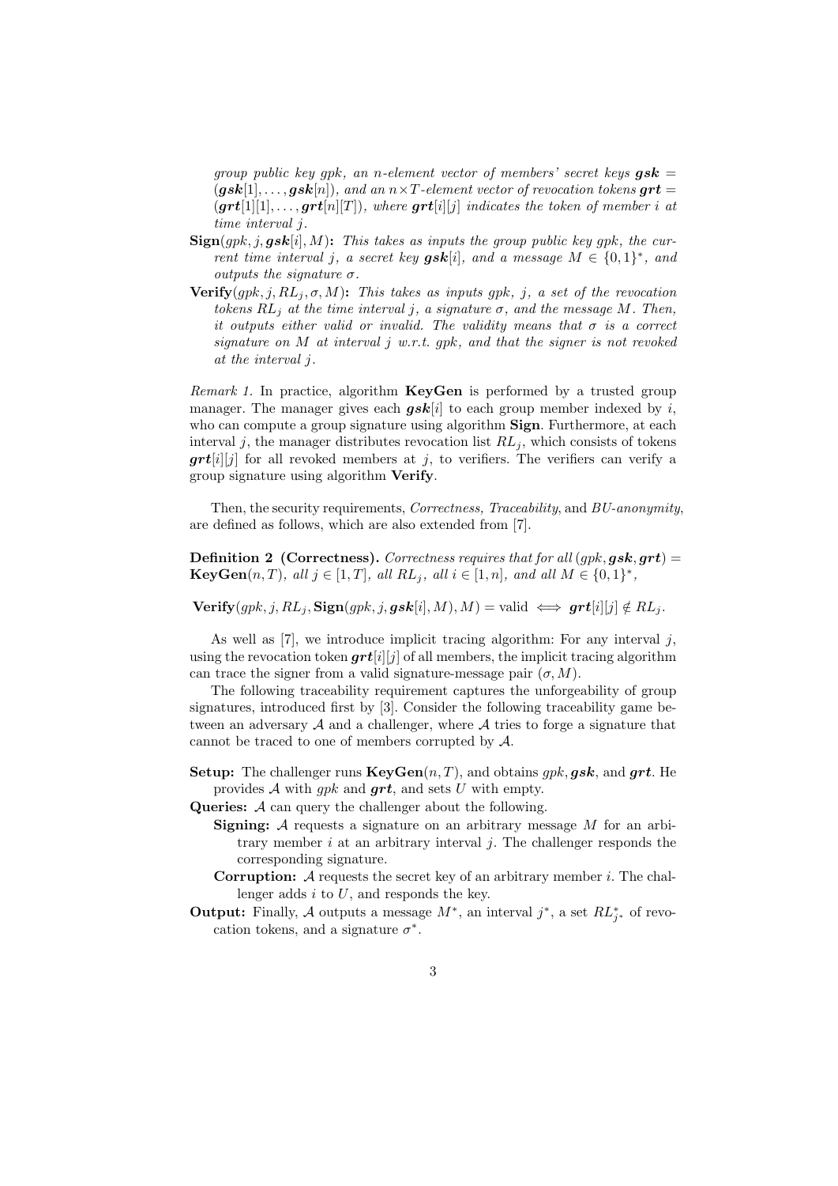*group public key gpk, an n-element vector of members' secret keys $\boldsymbol{gsk} = (\boldsymbol{gsk}[1], \ldots, \boldsymbol{gsk}[n])$, and an $n \times T$-element vector of revocation tokens $\boldsymbol{grt} = (\boldsymbol{grt}[1][1], \ldots, \boldsymbol{grt}[n][T])$, where $\boldsymbol{grt}[i][j]$ indicates the token of member $i$ at time interval $j$.*

**Sign**$(gpk, j, \boldsymbol{gsk}[i], M)$**:** *This takes as inputs the group public key gpk, the current time interval $j$, a secret key $\boldsymbol{gsk}[i]$, and a message $M \in \{0,1\}^*$, and outputs the signature $\sigma$.*

**Verify**$(gpk, j, RL_j, \sigma, M)$**:** *This takes as inputs gpk, $j$, a set of the revocation tokens $RL_j$ at the time interval $j$, a signature $\sigma$, and the message $M$. Then, it outputs either valid or invalid. The validity means that $\sigma$ is a correct signature on $M$ at interval $j$ w.r.t. gpk, and that the signer is not revoked at the interval $j$.*

*Remark 1.* In practice, algorithm **KeyGen** is performed by a trusted group manager. The manager gives each $\boldsymbol{gsk}[i]$ to each group member indexed by $i$, who can compute a group signature using algorithm **Sign**. Furthermore, at each interval $j$, the manager distributes revocation list $RL_j$, which consists of tokens $\boldsymbol{grt}[i][j]$ for all revoked members at $j$, to verifiers. The verifiers can verify a group signature using algorithm **Verify**.

Then, the security requirements, *Correctness*, *Traceability*, and *BU-anonymity*, are defined as follows, which are also extended from [7].

**Definition 2 (Correctness).** *Correctness requires that for all $(gpk, \boldsymbol{gsk}, \boldsymbol{grt}) =$ **KeyGen**$(n, T)$, all $j \in [1, T]$, all $RL_j$, all $i \in [1, n]$, and all $M \in \{0,1\}^*$,*

$$\mathbf{Verify}(gpk, j, RL_j, \mathbf{Sign}(gpk, j, \boldsymbol{gsk}[i], M), M) = \text{valid} \iff \boldsymbol{grt}[i][j] \notin RL_j.$$

As well as [7], we introduce implicit tracing algorithm: For any interval $j$, using the revocation token $\boldsymbol{grt}[i][j]$ of all members, the implicit tracing algorithm can trace the signer from a valid signature-message pair $(\sigma, M)$.

The following traceability requirement captures the unforgeability of group signatures, introduced first by [3]. Consider the following traceability game between an adversary $\mathcal{A}$ and a challenger, where $\mathcal{A}$ tries to forge a signature that cannot be traced to one of members corrupted by $\mathcal{A}$.

**Setup:** The challenger runs **KeyGen**$(n, T)$, and obtains $gpk, \boldsymbol{gsk}$, and $\boldsymbol{grt}$. He provides $\mathcal{A}$ with $gpk$ and $\boldsymbol{grt}$, and sets $U$ with empty.

**Queries:** $\mathcal{A}$ can query the challenger about the following.

- **Signing:** $\mathcal{A}$ requests a signature on an arbitrary message $M$ for an arbitrary member $i$ at an arbitrary interval $j$. The challenger responds the corresponding signature.
- **Corruption:** $\mathcal{A}$ requests the secret key of an arbitrary member $i$. The challenger adds $i$ to $U$, and responds the key.

**Output:** Finally, $\mathcal{A}$ outputs a message $M^*$, an interval $j^*$, a set $RL^*_{j^*}$ of revocation tokens, and a signature $\sigma^*$.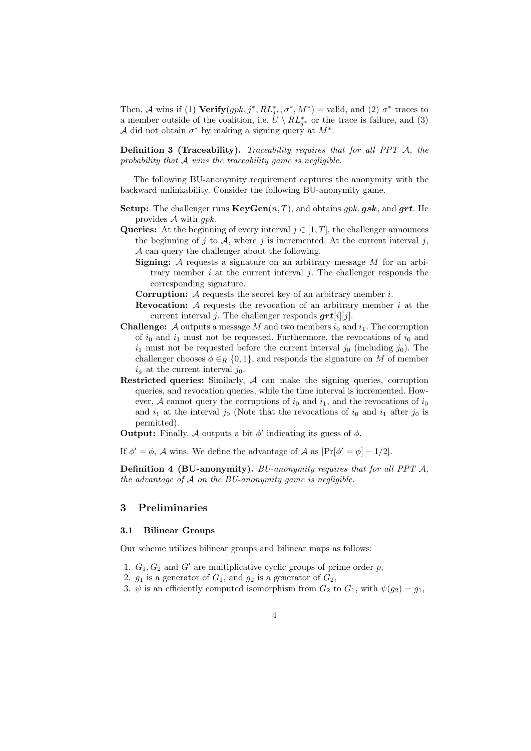Then, $\mathcal{A}$ wins if (1) $\mathbf{Verify}(gpk, j^*, RL^*_{j^*}, \sigma^*, M^*) =$ valid, and (2) $\sigma^*$ traces to a member outside of the coalition, i.e, $U \setminus RL^*_{j^*}$ or the trace is failure, and (3) $\mathcal{A}$ did not obtain $\sigma^*$ by making a signing query at $M^*$.

**Definition 3 (Traceability).** *Traceability requires that for all PPT $\mathcal{A}$, the probability that $\mathcal{A}$ wins the traceability game is negligible.*

The following BU-anonymity requirement captures the anonymity with the backward unlinkability. Consider the following BU-anonymity game.

**Setup:** The challenger runs $\mathbf{KeyGen}(n, T)$, and obtains $gpk, \boldsymbol{gsk}$, and $\boldsymbol{grt}$. He provides $\mathcal{A}$ with $gpk$.

**Queries:** At the beginning of every interval $j \in [1, T]$, the challenger announces the beginning of $j$ to $\mathcal{A}$, where $j$ is incremented. At the current interval $j$, $\mathcal{A}$ can query the challenger about the following.

- **Signing:** $\mathcal{A}$ requests a signature on an arbitrary message $M$ for an arbitrary member $i$ at the current interval $j$. The challenger responds the corresponding signature.
- **Corruption:** $\mathcal{A}$ requests the secret key of an arbitrary member $i$.
- **Revocation:** $\mathcal{A}$ requests the revocation of an arbitrary member $i$ at the current interval $j$. The challenger responds $\boldsymbol{grt}[i][j]$.

**Challenge:** $\mathcal{A}$ outputs a message $M$ and two members $i_0$ and $i_1$. The corruption of $i_0$ and $i_1$ must not be requested. Furthermore, the revocations of $i_0$ and $i_1$ must not be requested before the current interval $j_0$ (including $j_0$). The challenger chooses $\phi \in_R \{0, 1\}$, and responds the signature on $M$ of member $i_\phi$ at the current interval $j_0$.

**Restricted queries:** Similarly, $\mathcal{A}$ can make the signing queries, corruption queries, and revocation queries, while the time interval is incremented. However, $\mathcal{A}$ cannot query the corruptions of $i_0$ and $i_1$, and the revocations of $i_0$ and $i_1$ at the interval $j_0$ (Note that the revocations of $i_0$ and $i_1$ after $j_0$ is permitted).

**Output:** Finally, $\mathcal{A}$ outputs a bit $\phi'$ indicating its guess of $\phi$.

If $\phi' = \phi$, $\mathcal{A}$ wins. We define the advantage of $\mathcal{A}$ as $|\Pr[\phi' = \phi] - 1/2|$.

**Definition 4 (BU-anonymity).** *BU-anonymity requires that for all PPT $\mathcal{A}$, the advantage of $\mathcal{A}$ on the BU-anonymity game is negligible.*

## 3 Preliminaries

### 3.1 Bilinear Groups

Our scheme utilizes bilinear groups and bilinear maps as follows:

1. $G_1, G_2$ and $G'$ are multiplicative cyclic groups of prime order $p$,
2. $g_1$ is a generator of $G_1$, and $g_2$ is a generator of $G_2$,
3. $\psi$ is an efficiently computed isomorphism from $G_2$ to $G_1$, with $\psi(g_2) = g_1$,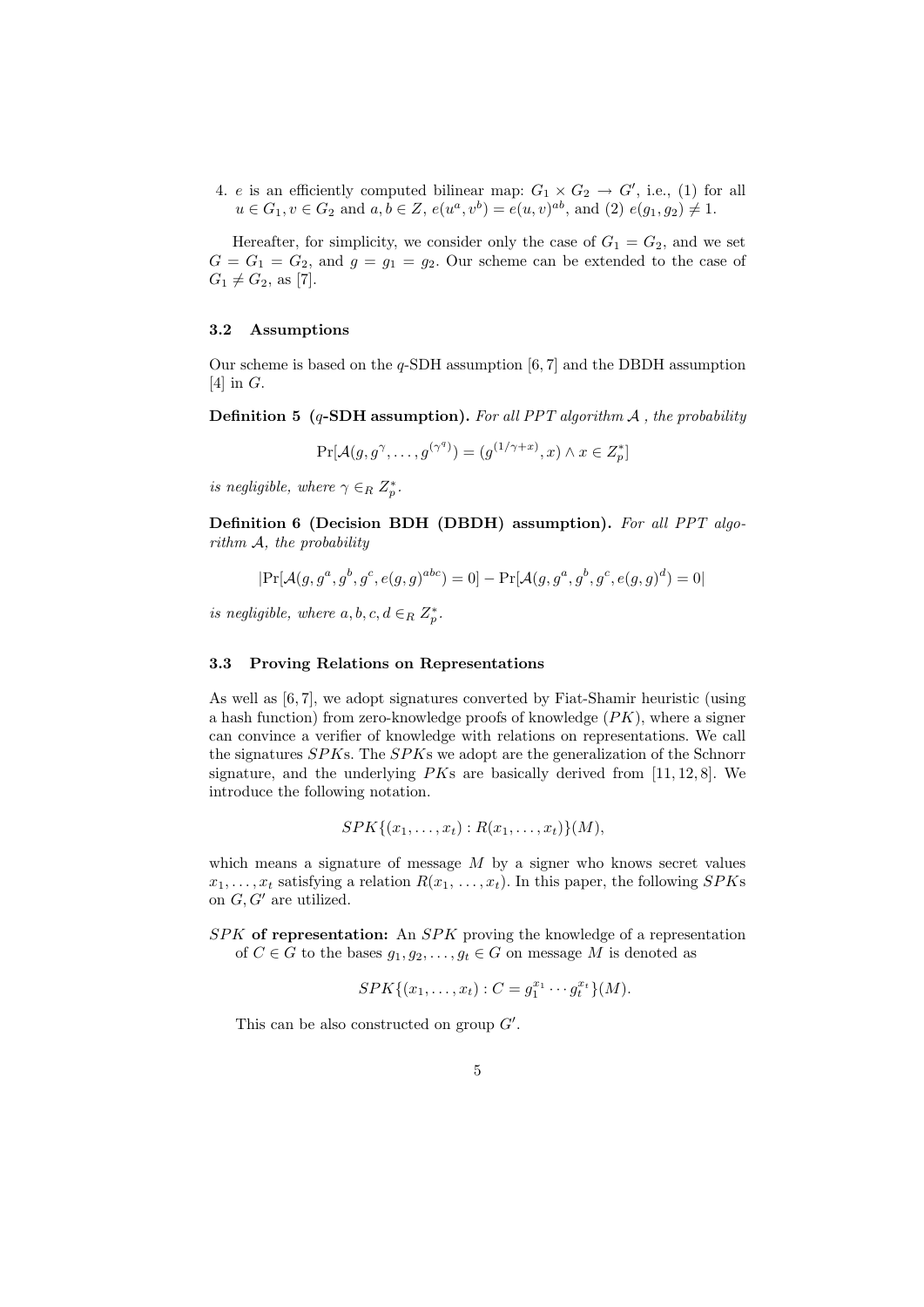4. $e$ is an efficiently computed bilinear map: $G_1 \times G_2 \rightarrow G'$, i.e., (1) for all $u \in G_1, v \in G_2$ and $a, b \in Z$, $e(u^a, v^b) = e(u, v)^{ab}$, and (2) $e(g_1, g_2) \neq 1$.

Hereafter, for simplicity, we consider only the case of $G_1 = G_2$, and we set $G = G_1 = G_2$, and $g = g_1 = g_2$. Our scheme can be extended to the case of $G_1 \neq G_2$, as [7].

### 3.2 Assumptions

Our scheme is based on the $q$-SDH assumption [6, 7] and the DBDH assumption [4] in $G$.

**Definition 5 ($q$-SDH assumption).** *For all PPT algorithm $\mathcal{A}$ , the probability*

$$\Pr[\mathcal{A}(g, g^{\gamma}, \ldots, g^{(\gamma^q)}) = (g^{(1/\gamma+x)}, x) \wedge x \in Z_p^*]$$

*is negligible, where $\gamma \in_R Z_p^*$.*

**Definition 6 (Decision BDH (DBDH) assumption).** *For all PPT algorithm $\mathcal{A}$, the probability*

$$|\Pr[\mathcal{A}(g, g^a, g^b, g^c, e(g, g)^{abc}) = 0] - \Pr[\mathcal{A}(g, g^a, g^b, g^c, e(g, g)^d) = 0|$$

*is negligible, where $a, b, c, d \in_R Z_p^*$.*

### 3.3 Proving Relations on Representations

As well as [6, 7], we adopt signatures converted by Fiat-Shamir heuristic (using a hash function) from zero-knowledge proofs of knowledge ($PK$), where a signer can convince a verifier of knowledge with relations on representations. We call the signatures $SPK$s. The $SPK$s we adopt are the generalization of the Schnorr signature, and the underlying $PK$s are basically derived from [11, 12, 8]. We introduce the following notation.

$$SPK\{(x_1, \ldots, x_t) : R(x_1, \ldots, x_t)\}(M),$$

which means a signature of message $M$ by a signer who knows secret values $x_1, \ldots, x_t$ satisfying a relation $R(x_1, \ldots, x_t)$. In this paper, the following $SPK$s on $G, G'$ are utilized.

**$SPK$ of representation:** An $SPK$ proving the knowledge of a representation of $C \in G$ to the bases $g_1, g_2, \ldots, g_t \in G$ on message $M$ is denoted as

$$SPK\{(x_1, \ldots, x_t) : C = g_1^{x_1} \cdots g_t^{x_t}\}(M).$$

This can be also constructed on group $G'$.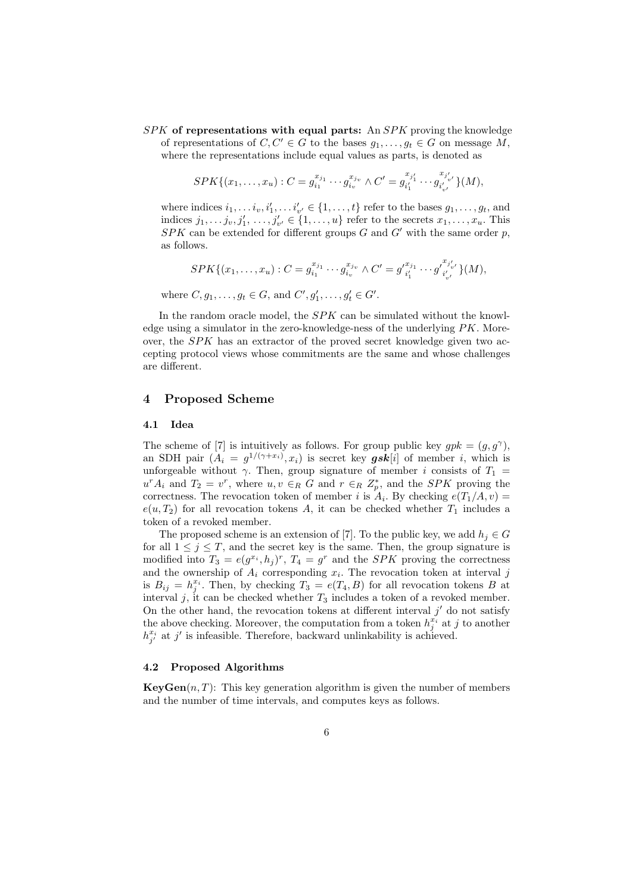**$SPK$ of representations with equal parts:** An $SPK$ proving the knowledge of representations of $C, C' \in G$ to the bases $g_1, \ldots, g_t \in G$ on message $M$, where the representations include equal values as parts, is denoted as

$$SPK\{(x_1, \ldots, x_u) : C = g_{i_1}^{x_{j_1}} \cdots g_{i_v}^{x_{j_v}} \wedge C' = g_{i'_1}^{x_{j'_1}} \cdots g_{i'_{v'}}^{x_{j'_{v'}}}\}(M),$$

where indices $i_1, \ldots i_v, i'_1, \ldots i'_{v'} \in \{1, \ldots, t\}$ refer to the bases $g_1, \ldots, g_t$, and indices $j_1, \ldots j_v, j'_1, \ldots, j'_{v'} \in \{1, \ldots, u\}$ refer to the secrets $x_1, \ldots, x_u$. This $SPK$ can be extended for different groups $G$ and $G'$ with the same order $p$, as follows.

$$SPK\{(x_1, \ldots, x_u) : C = g_{i_1}^{x_{j_1}} \cdots g_{i_v}^{x_{j_v}} \wedge C' = {g'}_{i'_1}^{x_{j_1}} \cdots {g'}_{i'_{v'}}^{x_{j'_{v'}}}\}(M),$$

where $C, g_1, \ldots, g_t \in G$, and $C', g'_1, \ldots, g'_t \in G'$.

In the random oracle model, the $SPK$ can be simulated without the knowledge using a simulator in the zero-knowledge-ness of the underlying $PK$. Moreover, the $SPK$ has an extractor of the proved secret knowledge given two accepting protocol views whose commitments are the same and whose challenges are different.

## 4 Proposed Scheme

### 4.1 Idea

The scheme of [7] is intuitively as follows. For group public key $gpk = (g, g^{\gamma})$, an SDH pair $(A_i = g^{1/(\gamma+x_i)}, x_i)$ is secret key $\boldsymbol{gsk}[i]$ of member $i$, which is unforgeable without $\gamma$. Then, group signature of member $i$ consists of $T_1 = u^r A_i$ and $T_2 = v^r$, where $u, v \in_R G$ and $r \in_R Z_p^*$, and the $SPK$ proving the correctness. The revocation token of member $i$ is $A_i$. By checking $e(T_1/A, v) = e(u, T_2)$ for all revocation tokens $A$, it can be checked whether $T_1$ includes a token of a revoked member.

The proposed scheme is an extension of [7]. To the public key, we add $h_j \in G$ for all $1 \leq j \leq T$, and the secret key is the same. Then, the group signature is modified into $T_3 = e(g^{x_i}, h_j)^r$, $T_4 = g^r$ and the $SPK$ proving the correctness and the ownership of $A_i$ corresponding $x_i$. The revocation token at interval $j$ is $B_{ij} = h_j^{x_i}$. Then, by checking $T_3 = e(T_4, B)$ for all revocation tokens $B$ at interval $j$, it can be checked whether $T_3$ includes a token of a revoked member. On the other hand, the revocation tokens at different interval $j'$ do not satisfy the above checking. Moreover, the computation from a token $h_j^{x_i}$ at $j$ to another $h_{j'}^{x_i}$ at $j'$ is infeasible. Therefore, backward unlinkability is achieved.

### 4.2 Proposed Algorithms

**KeyGen**$(n, T)$: This key generation algorithm is given the number of members and the number of time intervals, and computes keys as follows.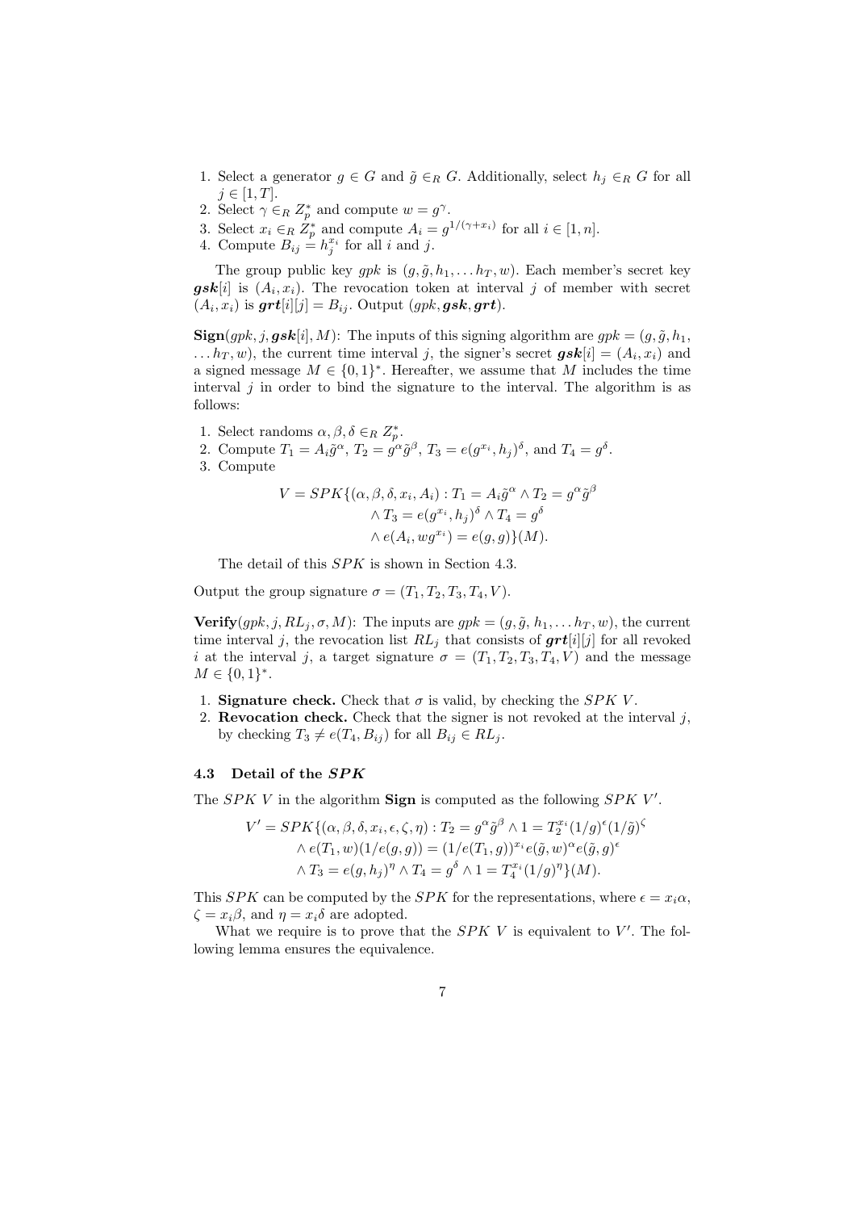1. Select a generator $g \in G$ and $\tilde{g} \in_R G$. Additionally, select $h_j \in_R G$ for all $j \in [1, T]$.
2. Select $\gamma \in_R Z_p^*$ and compute $w = g^\gamma$.
3. Select $x_i \in_R Z_p^*$ and compute $A_i = g^{1/(\gamma + x_i)}$ for all $i \in [1, n]$.
4. Compute $B_{ij} = h_j^{x_i}$ for all $i$ and $j$.

The group public key $gpk$ is $(g, \tilde{g}, h_1, \ldots h_T, w)$. Each member's secret key $\boldsymbol{gsk}[i]$ is $(A_i, x_i)$. The revocation token at interval $j$ of member with secret $(A_i, x_i)$ is $\boldsymbol{grt}[i][j] = B_{ij}$. Output $(gpk, \boldsymbol{gsk}, \boldsymbol{grt})$.

**Sign**$(gpk, j, \boldsymbol{gsk}[i], M)$: The inputs of this signing algorithm are $gpk = (g, \tilde{g}, h_1, \ldots h_T, w)$, the current time interval $j$, the signer's secret $\boldsymbol{gsk}[i] = (A_i, x_i)$ and a signed message $M \in \{0, 1\}^*$. Hereafter, we assume that $M$ includes the time interval $j$ in order to bind the signature to the interval. The algorithm is as follows:

1. Select randoms $\alpha, \beta, \delta \in_R Z_p^*$.
2. Compute $T_1 = A_i \tilde{g}^\alpha$, $T_2 = g^\alpha \tilde{g}^\beta$, $T_3 = e(g^{x_i}, h_j)^\delta$, and $T_4 = g^\delta$.
3. Compute

$$
\begin{aligned}
V = SPK\{(\alpha, \beta, \delta, x_i, A_i) : T_1 = A_i \tilde{g}^\alpha \wedge T_2 = g^\alpha \tilde{g}^\beta \\
\wedge T_3 = e(g^{x_i}, h_j)^\delta \wedge T_4 = g^\delta \\
\wedge e(A_i, w g^{x_i}) = e(g, g)\}(M).
\end{aligned}
$$

The detail of this $SPK$ is shown in Section 4.3.

Output the group signature $\sigma = (T_1, T_2, T_3, T_4, V)$.

**Verify**$(gpk, j, RL_j, \sigma, M)$: The inputs are $gpk = (g, \tilde{g}, h_1, \ldots h_T, w)$, the current time interval $j$, the revocation list $RL_j$ that consists of $\boldsymbol{grt}[i][j]$ for all revoked $i$ at the interval $j$, a target signature $\sigma = (T_1, T_2, T_3, T_4, V)$ and the message $M \in \{0, 1\}^*$.

1. **Signature check.** Check that $\sigma$ is valid, by checking the $SPK$ $V$.
2. **Revocation check.** Check that the signer is not revoked at the interval $j$, by checking $T_3 \neq e(T_4, B_{ij})$ for all $B_{ij} \in RL_j$.

### 4.3 Detail of the *SPK*

The $SPK$ $V$ in the algorithm **Sign** is computed as the following $SPK$ $V'$.

$$
\begin{aligned}
V' = SPK\{(\alpha, \beta, \delta, x_i, \epsilon, \zeta, \eta) : T_2 = g^\alpha \tilde{g}^\beta \wedge 1 = T_2^{x_i} (1/g)^\epsilon (1/\tilde{g})^\zeta \\
\wedge e(T_1, w)(1/e(g, g)) = (1/e(T_1, g))^{x_i} e(\tilde{g}, w)^\alpha e(\tilde{g}, g)^\epsilon \\
\wedge T_3 = e(g, h_j)^\eta \wedge T_4 = g^\delta \wedge 1 = T_4^{x_i} (1/g)^\eta\}(M).
\end{aligned}
$$

This $SPK$ can be computed by the $SPK$ for the representations, where $\epsilon = x_i \alpha$, $\zeta = x_i \beta$, and $\eta = x_i \delta$ are adopted.

What we require is to prove that the $SPK$ $V$ is equivalent to $V'$. The following lemma ensures the equivalence.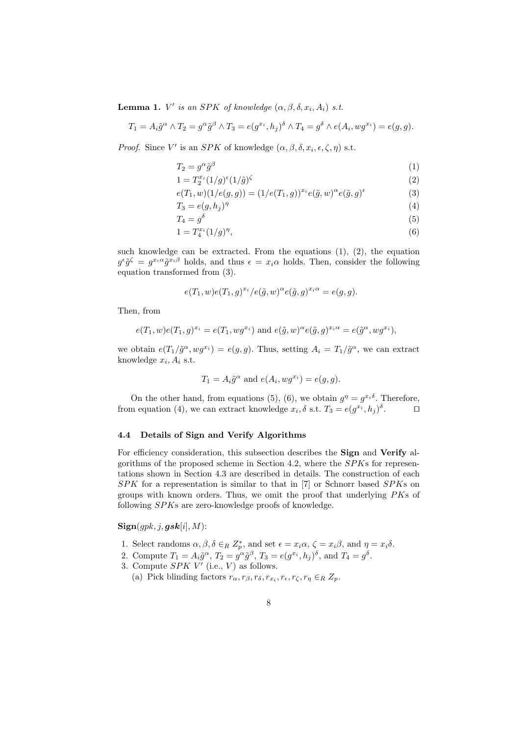**Lemma 1.** *$V'$ is an $SPK$ of knowledge $(\alpha, \beta, \delta, x_i, A_i)$ s.t.*

$$T_1 = A_i \tilde{g}^{\alpha} \wedge T_2 = g^{\alpha}\tilde{g}^{\beta} \wedge T_3 = e(g^{x_i}, h_j)^{\delta} \wedge T_4 = g^{\delta} \wedge e(A_i, wg^{x_i}) = e(g, g).$$

*Proof.* Since $V'$ is an $SPK$ of knowledge $(\alpha, \beta, \delta, x_i, \epsilon, \zeta, \eta)$ s.t.

$$T_2 = g^{\alpha}\tilde{g}^{\beta} \tag{1}$$

$$1 = T_2^{x_i}(1/g)^{\epsilon}(1/\tilde{g})^{\zeta} \tag{2}$$

$$e(T_1, w)(1/e(g, g)) = (1/e(T_1, g))^{x_i} e(\tilde{g}, w)^{\alpha} e(\tilde{g}, g)^{\epsilon} \tag{3}$$

$$T_3 = e(g, h_j)^{\eta} \tag{4}$$

$$T_4 = g^{\delta} \tag{5}$$

$$1 = T_4^{x_i}(1/g)^{\eta}, \tag{6}$$

such knowledge can be extracted. From the equations (1), (2), the equation $g^{\epsilon}\tilde{g}^{\zeta} = g^{x_i\alpha}\tilde{g}^{x_i\beta}$ holds, and thus $\epsilon = x_i\alpha$ holds. Then, consider the following equation transformed from (3).

$$e(T_1, w)e(T_1, g)^{x_i}/e(\tilde{g}, w)^{\alpha} e(\tilde{g}, g)^{x_i\alpha} = e(g, g).$$

Then, from

$$e(T_1, w)e(T_1, g)^{x_i} = e(T_1, wg^{x_i}) \text{ and } e(\tilde{g}, w)^{\alpha} e(\tilde{g}, g)^{x_i\alpha} = e(\tilde{g}^{\alpha}, wg^{x_i}),$$

we obtain $e(T_1/\tilde{g}^{\alpha}, wg^{x_i}) = e(g, g)$. Thus, setting $A_i = T_1/\tilde{g}^{\alpha}$, we can extract knowledge $x_i, A_i$ s.t.

$$T_1 = A_i\tilde{g}^{\alpha} \text{ and } e(A_i, wg^{x_i}) = e(g, g).$$

On the other hand, from equations (5), (6), we obtain $g^{\eta} = g^{x_i\delta}$. Therefore, from equation (4), we can extract knowledge $x_i, \delta$ s.t. $T_3 = e(g^{x_i}, h_j)^{\delta}$. ⊓⊔

### 4.4 Details of Sign and Verify Algorithms

For efficiency consideration, this subsection describes the **Sign** and **Verify** algorithms of the proposed scheme in Section 4.2, where the $SPK$s for representations shown in Section 4.3 are described in details. The construction of each $SPK$ for a representation is similar to that in [7] or Schnorr based $SPK$s on groups with known orders. Thus, we omit the proof that underlying $PK$s of following $SPK$s are zero-knowledge proofs of knowledge.

**Sign**$(gpk, j, \boldsymbol{gsk}[i], M)$:

1. Select randoms $\alpha, \beta, \delta \in_R Z_p^*$, and set $\epsilon = x_i\alpha$, $\zeta = x_i\beta$, and $\eta = x_i\delta$.
2. Compute $T_1 = A_i\tilde{g}^{\alpha}$, $T_2 = g^{\alpha}\tilde{g}^{\beta}$, $T_3 = e(g^{x_i}, h_j)^{\delta}$, and $T_4 = g^{\delta}$.
3. Compute $SPK$ $V'$ (i.e., $V$) as follows.
   (a) Pick blinding factors $r_{\alpha}, r_{\beta}, r_{\delta}, r_{x_i}, r_{\epsilon}, r_{\zeta}, r_{\eta} \in_R Z_p$.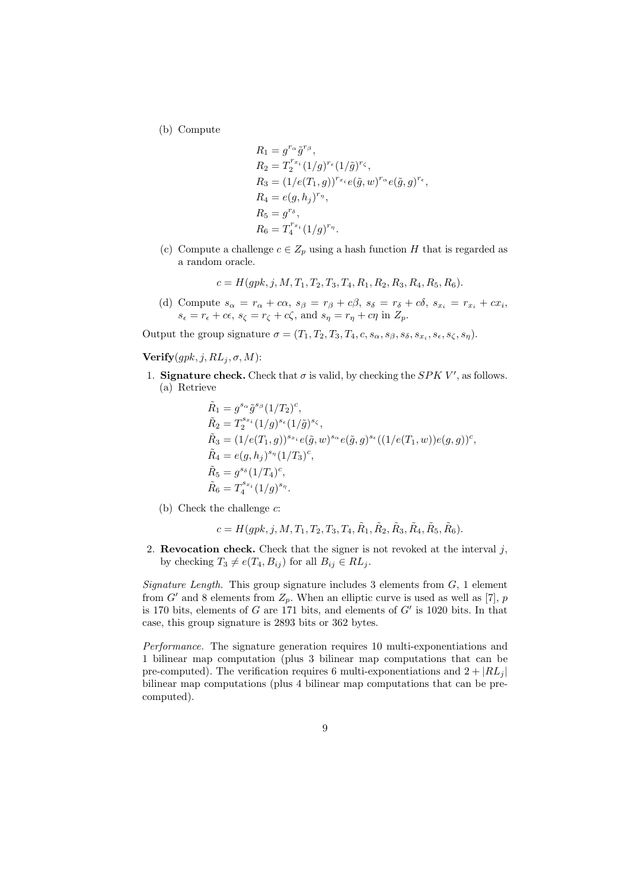(b) Compute

$$R_1 = g^{r_\alpha} \tilde{g}^{r_\beta},$$
$$R_2 = T_2^{r_{x_i}} (1/g)^{r_\epsilon} (1/\tilde{g})^{r_\zeta},$$
$$R_3 = (1/e(T_1, g))^{r_{x_i}} e(\tilde{g}, w)^{r_\alpha} e(\tilde{g}, g)^{r_\epsilon},$$
$$R_4 = e(g, h_j)^{r_\eta},$$
$$R_5 = g^{r_\delta},$$
$$R_6 = T_4^{r_{x_i}} (1/g)^{r_\eta}.$$

(c) Compute a challenge $c \in Z_p$ using a hash function $H$ that is regarded as a random oracle.

$$c = H(gpk, j, M, T_1, T_2, T_3, T_4, R_1, R_2, R_3, R_4, R_5, R_6).$$

(d) Compute $s_\alpha = r_\alpha + c\alpha$, $s_\beta = r_\beta + c\beta$, $s_\delta = r_\delta + c\delta$, $s_{x_i} = r_{x_i} + cx_i$, $s_\epsilon = r_\epsilon + c\epsilon$, $s_\zeta = r_\zeta + c\zeta$, and $s_\eta = r_\eta + c\eta$ in $Z_p$.

Output the group signature $\sigma = (T_1, T_2, T_3, T_4, c, s_\alpha, s_\beta, s_\delta, s_{x_i}, s_\epsilon, s_\zeta, s_\eta)$.

**Verify**$(gpk, j, RL_j, \sigma, M)$:

1. **Signature check.** Check that $\sigma$ is valid, by checking the $SPK\ V'$, as follows.
   (a) Retrieve

$$\tilde{R}_1 = g^{s_\alpha} \tilde{g}^{s_\beta} (1/T_2)^c,$$
$$\tilde{R}_2 = T_2^{s_{x_i}} (1/g)^{s_\epsilon} (1/\tilde{g})^{s_\zeta},$$
$$\tilde{R}_3 = (1/e(T_1, g))^{s_{x_i}} e(\tilde{g}, w)^{s_\alpha} e(\tilde{g}, g)^{s_\epsilon} ((1/e(T_1, w)) e(g, g))^c,$$
$$\tilde{R}_4 = e(g, h_j)^{s_\eta} (1/T_3)^c,$$
$$\tilde{R}_5 = g^{s_\delta} (1/T_4)^c,$$
$$\tilde{R}_6 = T_4^{s_{x_i}} (1/g)^{s_\eta}.$$

   (b) Check the challenge $c$:

$$c = H(gpk, j, M, T_1, T_2, T_3, T_4, \tilde{R}_1, \tilde{R}_2, \tilde{R}_3, \tilde{R}_4, \tilde{R}_5, \tilde{R}_6).$$

2. **Revocation check.** Check that the signer is not revoked at the interval $j$, by checking $T_3 \neq e(T_4, B_{ij})$ for all $B_{ij} \in RL_j$.

*Signature Length.* This group signature includes 3 elements from $G$, 1 element from $G'$ and 8 elements from $Z_p$. When an elliptic curve is used as well as [7], $p$ is 170 bits, elements of $G$ are 171 bits, and elements of $G'$ is 1020 bits. In that case, this group signature is 2893 bits or 362 bytes.

*Performance.* The signature generation requires 10 multi-exponentiations and 1 bilinear map computation (plus 3 bilinear map computations that can be pre-computed). The verification requires 6 multi-exponentiations and $2 + |RL_j|$ bilinear map computations (plus 4 bilinear map computations that can be pre-computed).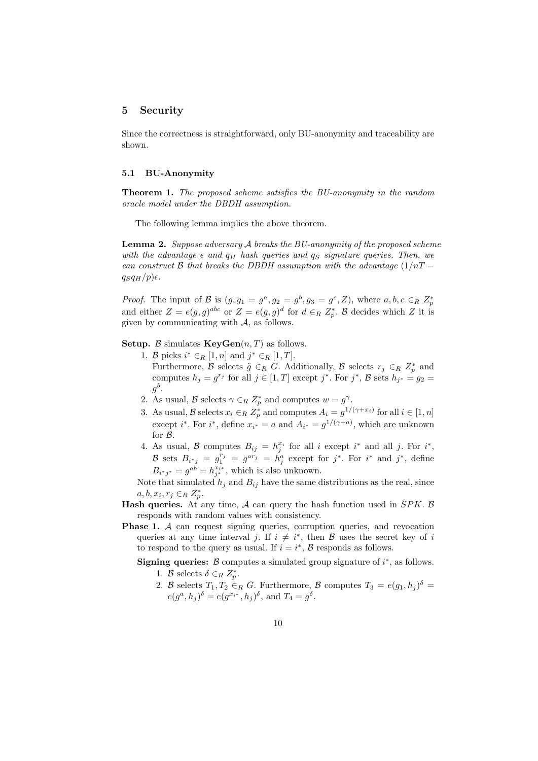## 5 Security

Since the correctness is straightforward, only BU-anonymity and traceability are shown.

### 5.1 BU-Anonymity

**Theorem 1.** *The proposed scheme satisfies the BU-anonymity in the random oracle model under the DBDH assumption.*

The following lemma implies the above theorem.

**Lemma 2.** *Suppose adversary $\mathcal{A}$ breaks the BU-anonymity of the proposed scheme with the advantage $\epsilon$ and $q_H$ hash queries and $q_S$ signature queries. Then, we can construct $\mathcal{B}$ that breaks the DBDH assumption with the advantage $(1/nT - q_S q_H/p)\epsilon$.*

*Proof.* The input of $\mathcal{B}$ is $(g, g_1 = g^a, g_2 = g^b, g_3 = g^c, Z)$, where $a, b, c \in_R Z_p^*$ and either $Z = e(g,g)^{abc}$ or $Z = e(g,g)^d$ for $d \in_R Z_p^*$. $\mathcal{B}$ decides which $Z$ it is given by communicating with $\mathcal{A}$, as follows.

**Setup.** $\mathcal{B}$ simulates $\mathbf{KeyGen}(n, T)$ as follows.

1. $\mathcal{B}$ picks $i^* \in_R [1, n]$ and $j^* \in_R [1, T]$.
   Furthermore, $\mathcal{B}$ selects $\tilde{g} \in_R G$. Additionally, $\mathcal{B}$ selects $r_j \in_R Z_p^*$ and computes $h_j = g^{r_j}$ for all $j \in [1, T]$ except $j^*$. For $j^*$, $\mathcal{B}$ sets $h_{j^*} = g_2 = g^b$.
2. As usual, $\mathcal{B}$ selects $\gamma \in_R Z_p^*$ and computes $w = g^\gamma$.
3. As usual, $\mathcal{B}$ selects $x_i \in_R Z_p^*$ and computes $A_i = g^{1/(\gamma + x_i)}$ for all $i \in [1, n]$ except $i^*$. For $i^*$, define $x_{i^*} = a$ and $A_{i^*} = g^{1/(\gamma + a)}$, which are unknown for $\mathcal{B}$.
4. As usual, $\mathcal{B}$ computes $B_{ij} = h_j^{x_i}$ for all $i$ except $i^*$ and all $j$. For $i^*$, $\mathcal{B}$ sets $B_{i^*j} = g_1^{r_j} = g^{ar_j} = h_j^a$ except for $j^*$. For $i^*$ and $j^*$, define $B_{i^*j^*} = g^{ab} = h_{j^*}^{x_{i^*}}$, which is also unknown.

Note that simulated $h_j$ and $B_{ij}$ have the same distributions as the real, since $a, b, x_i, r_j \in_R Z_p^*$.

**Hash queries.** At any time, $\mathcal{A}$ can query the hash function used in $SPK$. $\mathcal{B}$ responds with random values with consistency.

**Phase 1.** $\mathcal{A}$ can request signing queries, corruption queries, and revocation queries at any time interval $j$. If $i \neq i^*$, then $\mathcal{B}$ uses the secret key of $i$ to respond to the query as usual. If $i = i^*$, $\mathcal{B}$ responds as follows.

**Signing queries:** $\mathcal{B}$ computes a simulated group signature of $i^*$, as follows.

1. $\mathcal{B}$ selects $\delta \in_R Z_p^*$.
2. $\mathcal{B}$ selects $T_1, T_2 \in_R G$. Furthermore, $\mathcal{B}$ computes $T_3 = e(g_1, h_j)^\delta = e(g^a, h_j)^\delta = e(g^{x_{i^*}}, h_j)^\delta$, and $T_4 = g^\delta$.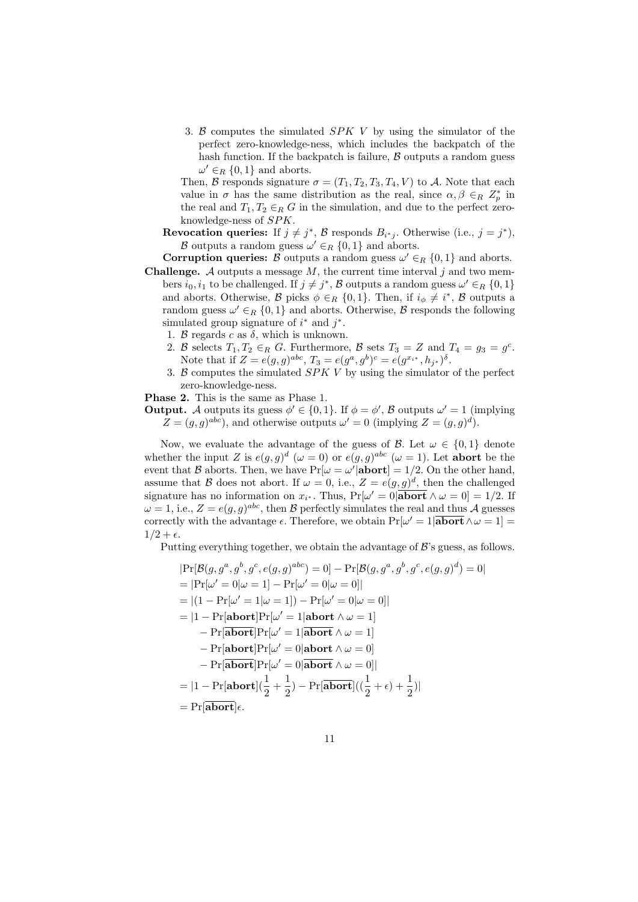3. $\mathcal{B}$ computes the simulated $SPK$ $V$ by using the simulator of the perfect zero-knowledge-ness, which includes the backpatch of the hash function. If the backpatch is failure, $\mathcal{B}$ outputs a random guess $\omega' \in_R \{0,1\}$ and aborts.

Then, $\mathcal{B}$ responds signature $\sigma = (T_1, T_2, T_3, T_4, V)$ to $\mathcal{A}$. Note that each value in $\sigma$ has the same distribution as the real, since $\alpha, \beta \in_R Z_p^*$ in the real and $T_1, T_2 \in_R G$ in the simulation, and due to the perfect zero-knowledge-ness of $SPK$.

**Revocation queries:** If $j \neq j^*$, $\mathcal{B}$ responds $B_{i^*j}$. Otherwise (i.e., $j = j^*$), $\mathcal{B}$ outputs a random guess $\omega' \in_R \{0,1\}$ and aborts.

**Corruption queries:** $\mathcal{B}$ outputs a random guess $\omega' \in_R \{0,1\}$ and aborts.

**Challenge.** $\mathcal{A}$ outputs a message $M$, the current time interval $j$ and two members $i_0, i_1$ to be challenged. If $j \neq j^*$, $\mathcal{B}$ outputs a random guess $\omega' \in_R \{0,1\}$ and aborts. Otherwise, $\mathcal{B}$ picks $\phi \in_R \{0,1\}$. Then, if $i_\phi \neq i^*$, $\mathcal{B}$ outputs a random guess $\omega' \in_R \{0,1\}$ and aborts. Otherwise, $\mathcal{B}$ responds the following simulated group signature of $i^*$ and $j^*$.

1. $\mathcal{B}$ regards $c$ as $\delta$, which is unknown.
2. $\mathcal{B}$ selects $T_1, T_2 \in_R G$. Furthermore, $\mathcal{B}$ sets $T_3 = Z$ and $T_4 = g_3 = g^c$. Note that if $Z = e(g,g)^{abc}$, $T_3 = e(g^a, g^b)^c = e(g^{x_{i^*}}, h_{j^*})^\delta$.
3. $\mathcal{B}$ computes the simulated $SPK$ $V$ by using the simulator of the perfect zero-knowledge-ness.

**Phase 2.** This is the same as Phase 1.

**Output.** $\mathcal{A}$ outputs its guess $\phi' \in \{0,1\}$. If $\phi = \phi'$, $\mathcal{B}$ outputs $\omega' = 1$ (implying $Z = (g,g)^{abc}$), and otherwise outputs $\omega' = 0$ (implying $Z = (g,g)^d$).

Now, we evaluate the advantage of the guess of $\mathcal{B}$. Let $\omega \in \{0,1\}$ denote whether the input $Z$ is $e(g,g)^d$ ($\omega = 0$) or $e(g,g)^{abc}$ ($\omega = 1$). Let **abort** be the event that $\mathcal{B}$ aborts. Then, we have $\Pr[\omega = \omega' | \textbf{abort}] = 1/2$. On the other hand, assume that $\mathcal{B}$ does not abort. If $\omega = 0$, i.e., $Z = e(g,g)^d$, then the challenged signature has no information on $x_{i^*}$. Thus, $\Pr[\omega' = 0 | \overline{\textbf{abort}} \wedge \omega = 0] = 1/2$. If $\omega = 1$, i.e., $Z = e(g,g)^{abc}$, then $\mathcal{B}$ perfectly simulates the real and thus $\mathcal{A}$ guesses correctly with the advantage $\epsilon$. Therefore, we obtain $\Pr[\omega' = 1 | \overline{\textbf{abort}} \wedge \omega = 1] = 1/2 + \epsilon$.

Putting everything together, we obtain the advantage of $\mathcal{B}$'s guess, as follows.

$$
\begin{aligned}
&|\Pr[\mathcal{B}(g, g^a, g^b, g^c, e(g,g)^{abc}) = 0] - \Pr[\mathcal{B}(g, g^a, g^b, g^c, e(g,g)^d) = 0]| \\
&= |\Pr[\omega' = 0 | \omega = 1] - \Pr[\omega' = 0 | \omega = 0]| \\
&= |(1 - \Pr[\omega' = 1 | \omega = 1]) - \Pr[\omega' = 0 | \omega = 0]| \\
&= |1 - \Pr[\textbf{abort}]\Pr[\omega' = 1 | \textbf{abort} \wedge \omega = 1] \\
&\quad - \Pr[\overline{\textbf{abort}}]\Pr[\omega' = 1 | \overline{\textbf{abort}} \wedge \omega = 1] \\
&\quad - \Pr[\textbf{abort}]\Pr[\omega' = 0 | \textbf{abort} \wedge \omega = 0] \\
&\quad - \Pr[\overline{\textbf{abort}}]\Pr[\omega' = 0 | \overline{\textbf{abort}} \wedge \omega = 0]| \\
&= |1 - \Pr[\textbf{abort}](\frac{1}{2} + \frac{1}{2}) - \Pr[\overline{\textbf{abort}}]((\frac{1}{2} + \epsilon) + \frac{1}{2})| \\
&= \Pr[\overline{\textbf{abort}}]\epsilon.
\end{aligned}
$$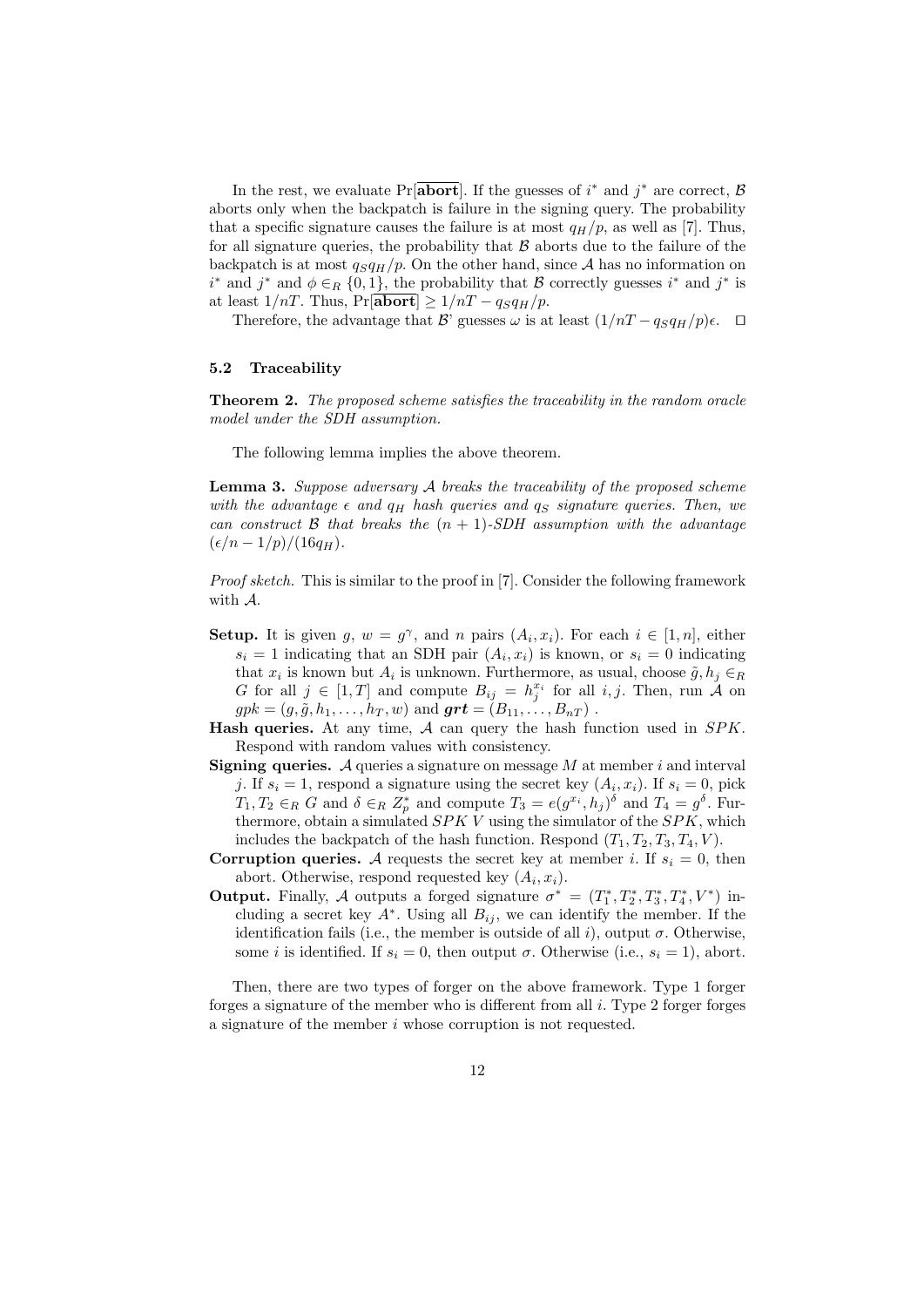In the rest, we evaluate $\Pr[\overline{\textbf{abort}}]$. If the guesses of $i^*$ and $j^*$ are correct, $\mathcal{B}$ aborts only when the backpatch is failure in the signing query. The probability that a specific signature causes the failure is at most $q_H/p$, as well as [7]. Thus, for all signature queries, the probability that $\mathcal{B}$ aborts due to the failure of the backpatch is at most $q_S q_H/p$. On the other hand, since $\mathcal{A}$ has no information on $i^*$ and $j^*$ and $\phi \in_R \{0,1\}$, the probability that $\mathcal{B}$ correctly guesses $i^*$ and $j^*$ is at least $1/nT$. Thus, $\Pr[\overline{\textbf{abort}}] \geq 1/nT - q_S q_H/p$.

Therefore, the advantage that $\mathcal{B}$' guesses $\omega$ is at least $(1/nT - q_S q_H/p)\epsilon$. $\square$

### 5.2 Traceability

**Theorem 2.** *The proposed scheme satisfies the traceability in the random oracle model under the SDH assumption.*

The following lemma implies the above theorem.

**Lemma 3.** *Suppose adversary $\mathcal{A}$ breaks the traceability of the proposed scheme with the advantage $\epsilon$ and $q_H$ hash queries and $q_S$ signature queries. Then, we can construct $\mathcal{B}$ that breaks the $(n+1)$-SDH assumption with the advantage $(\epsilon/n - 1/p)/(16 q_H)$.*

*Proof sketch.* This is similar to the proof in [7]. Consider the following framework with $\mathcal{A}$.

- **Setup.** It is given $g$, $w = g^{\gamma}$, and $n$ pairs $(A_i, x_i)$. For each $i \in [1, n]$, either $s_i = 1$ indicating that an SDH pair $(A_i, x_i)$ is known, or $s_i = 0$ indicating that $x_i$ is known but $A_i$ is unknown. Furthermore, as usual, choose $\tilde{g}, h_j \in_R G$ for all $j \in [1, T]$ and compute $B_{ij} = h_j^{x_i}$ for all $i, j$. Then, run $\mathcal{A}$ on $gpk = (g, \tilde{g}, h_1, \ldots, h_T, w)$ and $\boldsymbol{grt} = (B_{11}, \ldots, B_{nT})$ .
- **Hash queries.** At any time, $\mathcal{A}$ can query the hash function used in $SPK$. Respond with random values with consistency.
- **Signing queries.** $\mathcal{A}$ queries a signature on message $M$ at member $i$ and interval $j$. If $s_i = 1$, respond a signature using the secret key $(A_i, x_i)$. If $s_i = 0$, pick $T_1, T_2 \in_R G$ and $\delta \in_R Z_p^*$ and compute $T_3 = e(g^{x_i}, h_j)^{\delta}$ and $T_4 = g^{\delta}$. Furthermore, obtain a simulated $SPK$ $V$ using the simulator of the $SPK$, which includes the backpatch of the hash function. Respond $(T_1, T_2, T_3, T_4, V)$.
- **Corruption queries.** $\mathcal{A}$ requests the secret key at member $i$. If $s_i = 0$, then abort. Otherwise, respond requested key $(A_i, x_i)$.
- **Output.** Finally, $\mathcal{A}$ outputs a forged signature $\sigma^* = (T_1^*, T_2^*, T_3^*, T_4^*, V^*)$ including a secret key $A^*$. Using all $B_{ij}$, we can identify the member. If the identification fails (i.e., the member is outside of all $i$), output $\sigma$. Otherwise, some $i$ is identified. If $s_i = 0$, then output $\sigma$. Otherwise (i.e., $s_i = 1$), abort.

Then, there are two types of forger on the above framework. Type 1 forger forges a signature of the member who is different from all $i$. Type 2 forger forges a signature of the member $i$ whose corruption is not requested.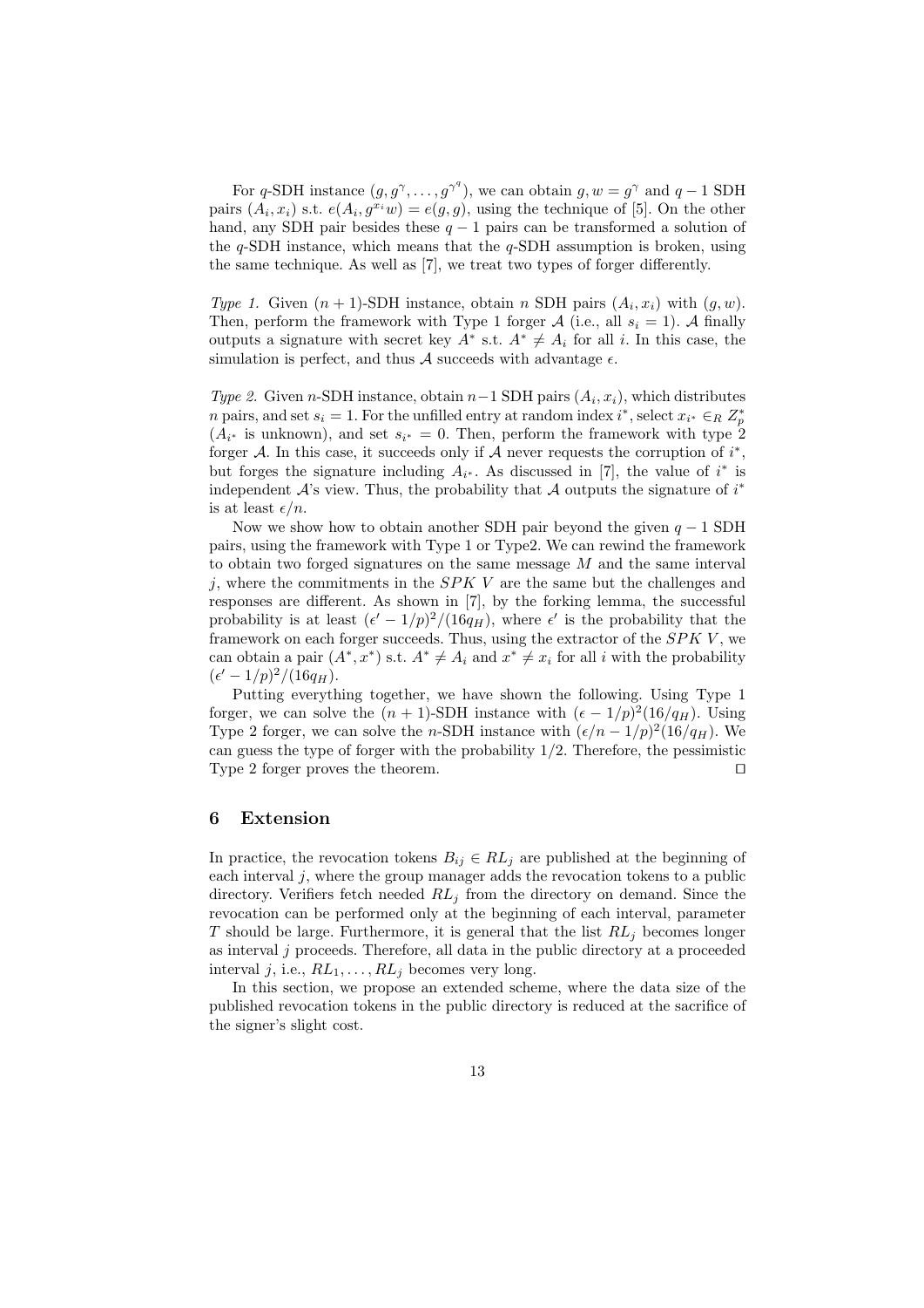For $q$-SDH instance $(g, g^{\gamma}, \ldots, g^{\gamma^q})$, we can obtain $g, w = g^{\gamma}$ and $q-1$ SDH pairs $(A_i, x_i)$ s.t. $e(A_i, g^{x_i} w) = e(g, g)$, using the technique of [5]. On the other hand, any SDH pair besides these $q-1$ pairs can be transformed a solution of the $q$-SDH instance, which means that the $q$-SDH assumption is broken, using the same technique. As well as [7], we treat two types of forger differently.

*Type 1.* Given $(n+1)$-SDH instance, obtain $n$ SDH pairs $(A_i, x_i)$ with $(g, w)$. Then, perform the framework with Type 1 forger $\mathcal{A}$ (i.e., all $s_i = 1$). $\mathcal{A}$ finally outputs a signature with secret key $A^*$ s.t. $A^* \neq A_i$ for all $i$. In this case, the simulation is perfect, and thus $\mathcal{A}$ succeeds with advantage $\epsilon$.

*Type 2.* Given $n$-SDH instance, obtain $n-1$ SDH pairs $(A_i, x_i)$, which distributes $n$ pairs, and set $s_i = 1$. For the unfilled entry at random index $i^*$, select $x_{i^*} \in_R Z_p^*$ ($A_{i^*}$ is unknown), and set $s_{i^*} = 0$. Then, perform the framework with type 2 forger $\mathcal{A}$. In this case, it succeeds only if $\mathcal{A}$ never requests the corruption of $i^*$, but forges the signature including $A_{i^*}$. As discussed in [7], the value of $i^*$ is independent $\mathcal{A}$'s view. Thus, the probability that $\mathcal{A}$ outputs the signature of $i^*$ is at least $\epsilon/n$.

Now we show how to obtain another SDH pair beyond the given $q-1$ SDH pairs, using the framework with Type 1 or Type2. We can rewind the framework to obtain two forged signatures on the same message $M$ and the same interval $j$, where the commitments in the $SPK\ V$ are the same but the challenges and responses are different. As shown in [7], by the forking lemma, the successful probability is at least $(\epsilon' - 1/p)^2/(16 q_H)$, where $\epsilon'$ is the probability that the framework on each forger succeeds. Thus, using the extractor of the $SPK\ V$, we can obtain a pair $(A^*, x^*)$ s.t. $A^* \neq A_i$ and $x^* \neq x_i$ for all $i$ with the probability $(\epsilon' - 1/p)^2/(16 q_H)$.

Putting everything together, we have shown the following. Using Type 1 forger, we can solve the $(n+1)$-SDH instance with $(\epsilon - 1/p)^2 (16/q_H)$. Using Type 2 forger, we can solve the $n$-SDH instance with $(\epsilon/n - 1/p)^2 (16/q_H)$. We can guess the type of forger with the probability $1/2$. Therefore, the pessimistic Type 2 forger proves the theorem. $\square$

## 6 Extension

In practice, the revocation tokens $B_{ij} \in RL_j$ are published at the beginning of each interval $j$, where the group manager adds the revocation tokens to a public directory. Verifiers fetch needed $RL_j$ from the directory on demand. Since the revocation can be performed only at the beginning of each interval, parameter $T$ should be large. Furthermore, it is general that the list $RL_j$ becomes longer as interval $j$ proceeds. Therefore, all data in the public directory at a proceeded interval $j$, i.e., $RL_1, \ldots, RL_j$ becomes very long.

In this section, we propose an extended scheme, where the data size of the published revocation tokens in the public directory is reduced at the sacrifice of the signer's slight cost.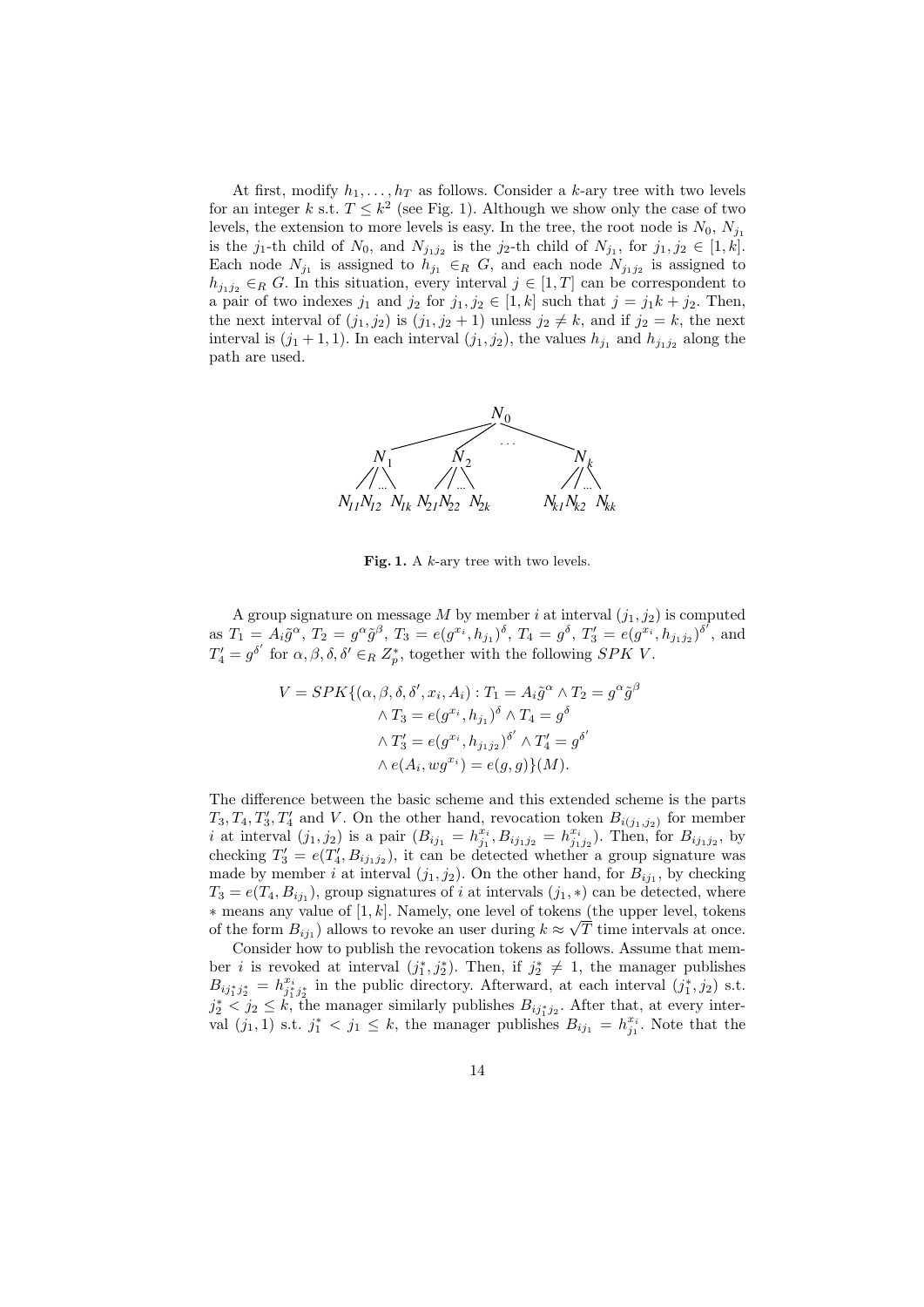At first, modify $h_1, \ldots, h_T$ as follows. Consider a $k$-ary tree with two levels for an integer $k$ s.t. $T \leq k^2$ (see Fig. 1). Although we show only the case of two levels, the extension to more levels is easy. In the tree, the root node is $N_0$, $N_{j_1}$ is the $j_1$-th child of $N_0$, and $N_{j_1 j_2}$ is the $j_2$-th child of $N_{j_1}$, for $j_1, j_2 \in [1, k]$. Each node $N_{j_1}$ is assigned to $h_{j_1} \in_R G$, and each node $N_{j_1 j_2}$ is assigned to $h_{j_1 j_2} \in_R G$. In this situation, every interval $j \in [1, T]$ can be correspondent to a pair of two indexes $j_1$ and $j_2$ for $j_1, j_2 \in [1, k]$ such that $j = j_1 k + j_2$. Then, the next interval of $(j_1, j_2)$ is $(j_1, j_2 + 1)$ unless $j_2 \neq k$, and if $j_2 = k$, the next interval is $(j_1 + 1, 1)$. In each interval $(j_1, j_2)$, the values $h_{j_1}$ and $h_{j_1 j_2}$ along the path are used.

**Fig. 1.** A $k$-ary tree with two levels.

A group signature on message $M$ by member $i$ at interval $(j_1, j_2)$ is computed as $T_1 = A_i \tilde{g}^\alpha$, $T_2 = g^\alpha \tilde{g}^\beta$, $T_3 = e(g^{x_i}, h_{j_1})^\delta$, $T_4 = g^\delta$, $T_3' = e(g^{x_i}, h_{j_1 j_2})^{\delta'}$, and $T_4' = g^{\delta'}$ for $\alpha, \beta, \delta, \delta' \in_R Z_p^*$, together with the following $SPK$ $V$.

$$
\begin{aligned}
V = SPK\{(\alpha, \beta, \delta, \delta', x_i, A_i) : & T_1 = A_i \tilde{g}^\alpha \wedge T_2 = g^\alpha \tilde{g}^\beta \\
& \wedge T_3 = e(g^{x_i}, h_{j_1})^\delta \wedge T_4 = g^\delta \\
& \wedge T_3' = e(g^{x_i}, h_{j_1 j_2})^{\delta'} \wedge T_4' = g^{\delta'} \\
& \wedge e(A_i, w g^{x_i}) = e(g, g)\}(M).
\end{aligned}
$$

The difference between the basic scheme and this extended scheme is the parts $T_3, T_4, T_3', T_4'$ and $V$. On the other hand, revocation token $B_{i(j_1, j_2)}$ for member $i$ at interval $(j_1, j_2)$ is a pair $(B_{ij_1} = h_{j_1}^{x_i}, B_{ij_1 j_2} = h_{j_1 j_2}^{x_i})$. Then, for $B_{ij_1 j_2}$, by checking $T_3' = e(T_4', B_{ij_1 j_2})$, it can be detected whether a group signature was made by member $i$ at interval $(j_1, j_2)$. On the other hand, for $B_{ij_1}$, by checking $T_3 = e(T_4, B_{ij_1})$, group signatures of $i$ at intervals $(j_1, *)$ can be detected, where $*$ means any value of $[1, k]$. Namely, one level of tokens (the upper level, tokens of the form $B_{ij_1}$) allows to revoke an user during $k \approx \sqrt{T}$ time intervals at once.

Consider how to publish the revocation tokens as follows. Assume that member $i$ is revoked at interval $(j_1^*, j_2^*)$. Then, if $j_2^* \neq 1$, the manager publishes $B_{ij_1^* j_2^*} = h_{j_1^* j_2^*}^{x_i}$ in the public directory. Afterward, at each interval $(j_1^*, j_2)$ s.t. $j_2^* < j_2 \leq k$, the manager similarly publishes $B_{ij_1^* j_2}$. After that, at every interval $(j_1, 1)$ s.t. $j_1^* < j_1 \leq k$, the manager publishes $B_{ij_1} = h_{j_1}^{x_i}$. Note that the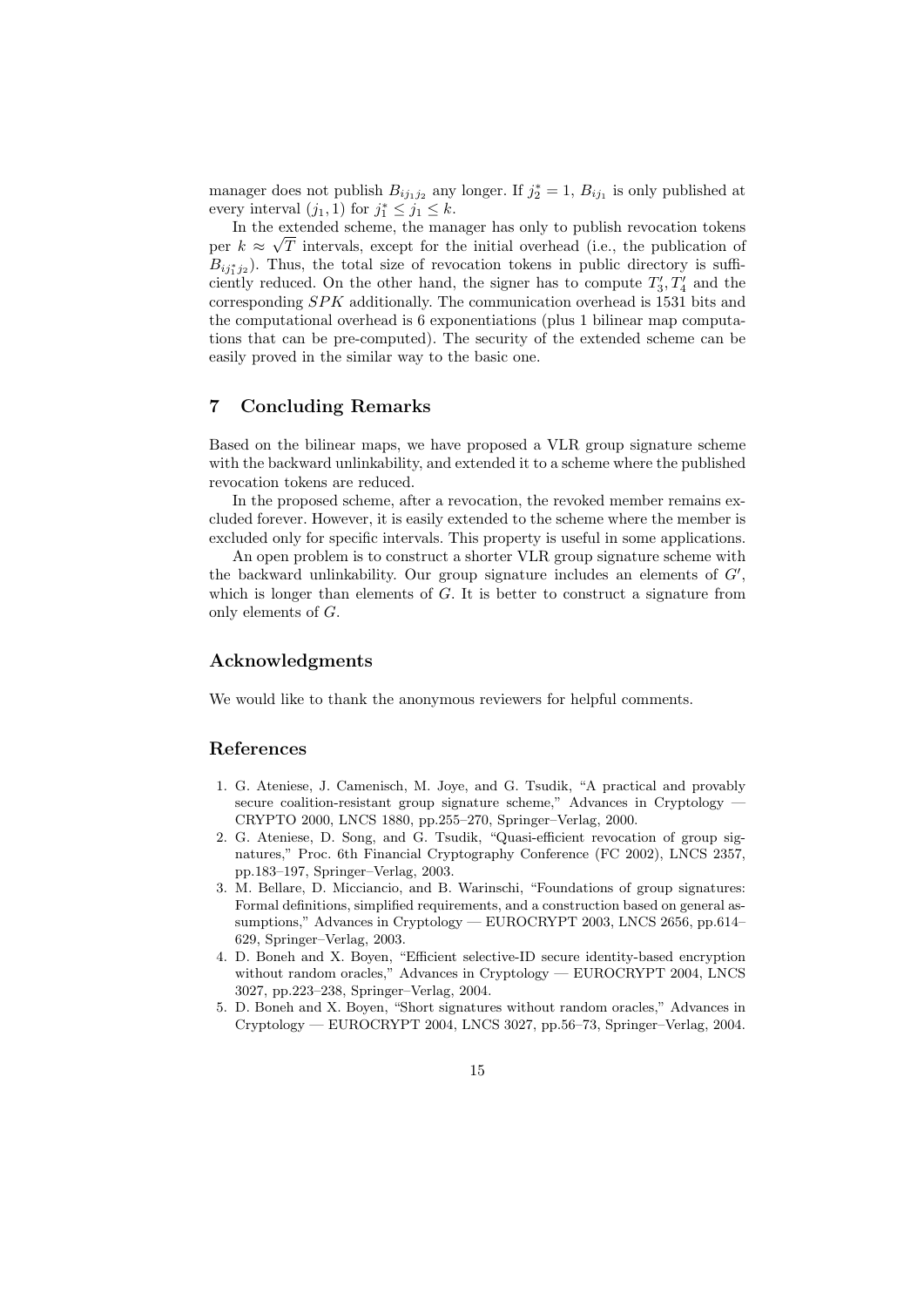manager does not publish $B_{ij_1j_2}$ any longer. If $j_2^* = 1$, $B_{ij_1}$ is only published at every interval $(j_1, 1)$ for $j_1^* \le j_1 \le k$.

In the extended scheme, the manager has only to publish revocation tokens per $k \approx \sqrt{T}$ intervals, except for the initial overhead (i.e., the publication of $B_{ij_1^*j_2}$). Thus, the total size of revocation tokens in public directory is sufficiently reduced. On the other hand, the signer has to compute $T_3', T_4'$ and the corresponding $SPK$ additionally. The communication overhead is 1531 bits and the computational overhead is 6 exponentiations (plus 1 bilinear map computations that can be pre-computed). The security of the extended scheme can be easily proved in the similar way to the basic one.

## 7 Concluding Remarks

Based on the bilinear maps, we have proposed a VLR group signature scheme with the backward unlinkability, and extended it to a scheme where the published revocation tokens are reduced.

In the proposed scheme, after a revocation, the revoked member remains excluded forever. However, it is easily extended to the scheme where the member is excluded only for specific intervals. This property is useful in some applications.

An open problem is to construct a shorter VLR group signature scheme with the backward unlinkability. Our group signature includes an elements of $G'$, which is longer than elements of $G$. It is better to construct a signature from only elements of $G$.

## Acknowledgments

We would like to thank the anonymous reviewers for helpful comments.

## References

1. G. Ateniese, J. Camenisch, M. Joye, and G. Tsudik, "A practical and provably secure coalition-resistant group signature scheme," Advances in Cryptology — CRYPTO 2000, LNCS 1880, pp.255–270, Springer–Verlag, 2000.
2. G. Ateniese, D. Song, and G. Tsudik, "Quasi-efficient revocation of group signatures," Proc. 6th Financial Cryptography Conference (FC 2002), LNCS 2357, pp.183–197, Springer–Verlag, 2003.
3. M. Bellare, D. Micciancio, and B. Warinschi, "Foundations of group signatures: Formal definitions, simplified requirements, and a construction based on general assumptions," Advances in Cryptology — EUROCRYPT 2003, LNCS 2656, pp.614–629, Springer–Verlag, 2003.
4. D. Boneh and X. Boyen, "Efficient selective-ID secure identity-based encryption without random oracles," Advances in Cryptology — EUROCRYPT 2004, LNCS 3027, pp.223–238, Springer–Verlag, 2004.
5. D. Boneh and X. Boyen, "Short signatures without random oracles," Advances in Cryptology — EUROCRYPT 2004, LNCS 3027, pp.56–73, Springer–Verlag, 2004.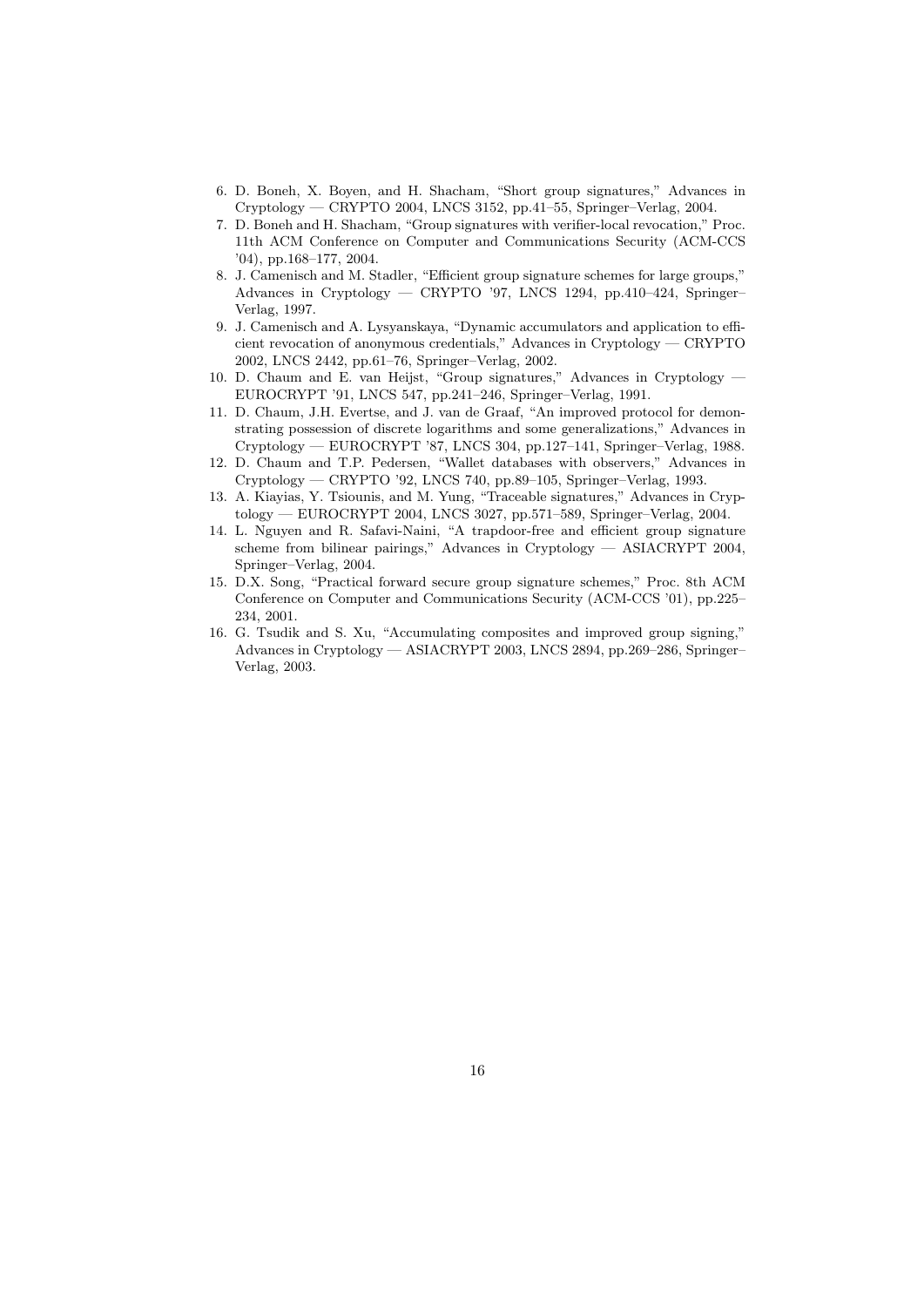6. D. Boneh, X. Boyen, and H. Shacham, "Short group signatures," Advances in Cryptology — CRYPTO 2004, LNCS 3152, pp.41–55, Springer–Verlag, 2004.
7. D. Boneh and H. Shacham, "Group signatures with verifier-local revocation," Proc. 11th ACM Conference on Computer and Communications Security (ACM-CCS '04), pp.168–177, 2004.
8. J. Camenisch and M. Stadler, "Efficient group signature schemes for large groups," Advances in Cryptology — CRYPTO '97, LNCS 1294, pp.410–424, Springer–Verlag, 1997.
9. J. Camenisch and A. Lysyanskaya, "Dynamic accumulators and application to efficient revocation of anonymous credentials," Advances in Cryptology — CRYPTO 2002, LNCS 2442, pp.61–76, Springer–Verlag, 2002.
10. D. Chaum and E. van Heijst, "Group signatures," Advances in Cryptology — EUROCRYPT '91, LNCS 547, pp.241–246, Springer–Verlag, 1991.
11. D. Chaum, J.H. Evertse, and J. van de Graaf, "An improved protocol for demonstrating possession of discrete logarithms and some generalizations," Advances in Cryptology — EUROCRYPT '87, LNCS 304, pp.127–141, Springer–Verlag, 1988.
12. D. Chaum and T.P. Pedersen, "Wallet databases with observers," Advances in Cryptology — CRYPTO '92, LNCS 740, pp.89–105, Springer–Verlag, 1993.
13. A. Kiayias, Y. Tsiounis, and M. Yung, "Traceable signatures," Advances in Cryptology — EUROCRYPT 2004, LNCS 3027, pp.571–589, Springer–Verlag, 2004.
14. L. Nguyen and R. Safavi-Naini, "A trapdoor-free and efficient group signature scheme from bilinear pairings," Advances in Cryptology — ASIACRYPT 2004, Springer–Verlag, 2004.
15. D.X. Song, "Practical forward secure group signature schemes," Proc. 8th ACM Conference on Computer and Communications Security (ACM-CCS '01), pp.225–234, 2001.
16. G. Tsudik and S. Xu, "Accumulating composites and improved group signing," Advances in Cryptology — ASIACRYPT 2003, LNCS 2894, pp.269–286, Springer–Verlag, 2003.